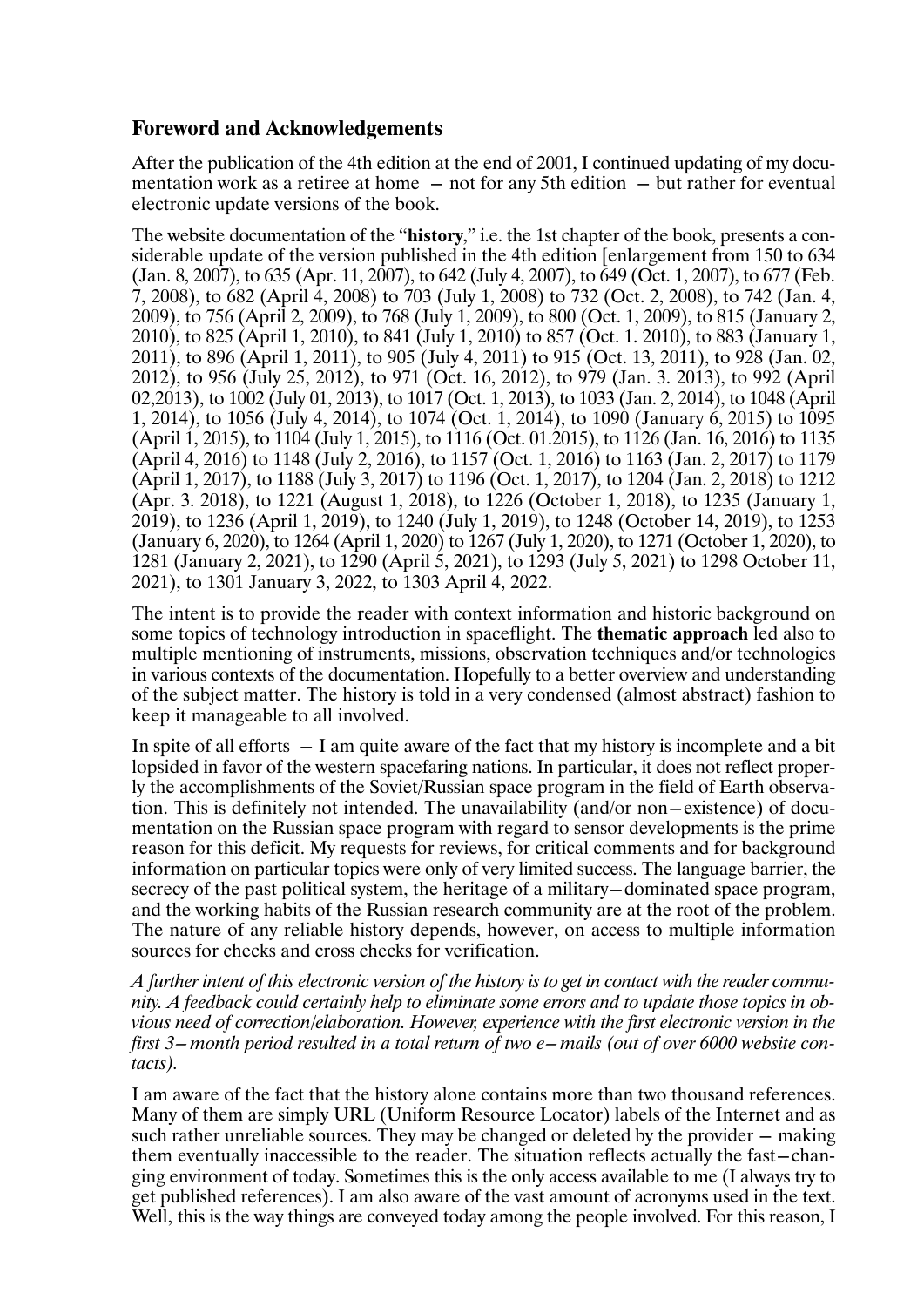## Foreword and Acknowledgements

After the publication of the 4th edition at the end of 2001, I continued updating of my documentation work as a retiree at home – not for any 5th edition – but rather for eventual electronic update versions of the book.

The website documentation of the "**history**," i.e. the 1st chapter of the book, presents a considerable update of the version published in the 4th edition [enlargement from 150 to 634 (Jan. 8, 2007), to 635 (Apr. 11, 2007), to 642 (July 4, 2007), to 649 (Oct. 1, 2007), to 677 (Feb. 7, 2008), to 682 (April 4, 2008) to 703 (July 1, 2008) to 732 (Oct. 2, 2008), to 742 (Jan. 4, 2009), to 756 (April 2, 2009), to 768 (July 1, 2009), to 800 (Oct. 1, 2009), to 815 (January 2, 2010), to 825 (April 1, 2010), to 841 (July 1, 2010) to 857 (Oct. 1. 2010), to 883 (January 1, 2011), to 896 (April 1, 2011), to 905 (July 4, 2011) to 915 (Oct. 13, 2011), to 928 (Jan. 02, 2012), to 956 (July 25, 2012), to 971 (Oct. 16, 2012), to 979 (Jan. 3. 2013), to 992 (April 02,2013), to 1002 (July 01, 2013), to 1017 (Oct. 1, 2013), to 1033 (Jan. 2, 2014), to 1048 (April 1, 2014), to 1056 (July 4, 2014), to 1074 (Oct. 1, 2014), to 1090 (January 6, 2015) to 1095 (April 1, 2015), to 1104 (July 1, 2015), to 1116 (Oct. 01.2015), to 1126 (Jan. 16, 2016) to 1135 (April 4, 2016) to 1148 (July 2, 2016), to 1157 (Oct. 1, 2016) to 1163 (Jan. 2, 2017) to 1179 (April 1, 2017), to 1188 (July 3, 2017) to 1196 (Oct. 1, 2017), to 1204 (Jan. 2, 2018) to 1212 (Apr. 3. 2018), to 1221 (August 1, 2018), to 1226 (October 1, 2018), to 1235 (January 1, 2019), to 1236 (April 1, 2019), to 1240 (July 1, 2019), to 1248 (October 14, 2019), to 1253 (January 6, 2020), to 1264 (April 1, 2020) to 1267 (July 1, 2020), to 1271 (October 1, 2020), to 1281 (January 2, 2021), to 1290 (April 5, 2021), to 1293 (July 5, 2021) to 1298 October 11, 2021), to 1301 January 3, 2022, to 1303 April 4, 2022.

The intent is to provide the reader with context information and historic background on some topics of technology introduction in spaceflight. The **thematic approach** led also to multiple mentioning of instruments, missions, observation techniques and/or technologies in various contexts of the documentation. Hopefully to a better overview and understanding of the subject matter. The history is told in a very condensed (almost abstract) fashion to keep it manageable to all involved.

In spite of all efforts – I am quite aware of the fact that my history is incomplete and a bit lopsided in favor of the western spacefaring nations. In particular, it does not reflect properly the accomplishments of the Soviet/Russian space program in the field of Earth observation. This is definitely not intended. The unavailability (and/or non–existence) of documentation on the Russian space program with regard to sensor developments is the prime reason for this deficit. My requests for reviews, for critical comments and for background information on particular topics were only of very limited success. The language barrier, the secrecy of the past political system, the heritage of a military–dominated space program, and the working habits of the Russian research community are at the root of the problem. The nature of any reliable history depends, however, on access to multiple information sources for checks and cross checks for verification.

*A further intent of this electronic version of the history is to get in contact with the reader community. A feedback could certainly help to eliminate some errors and to update those topics in obvious need of correction/elaboration. However, experience with the first electronic version in the first 3–month period resulted in a total return of two e–mails (out of over 6000 website contacts).*

I am aware of the fact that the history alone contains more than two thousand references. Many of them are simply URL (Uniform Resource Locator) labels of the Internet and as such rather unreliable sources. They may be changed or deleted by the provider – making them eventually inaccessible to the reader. The situation reflects actually the fast–changing environment of today. Sometimes this is the only access available to me (I always try to get published references). I am also aware of the vast amount of acronyms used in the text. Well, this is the way things are conveyed today among the people involved. For this reason, I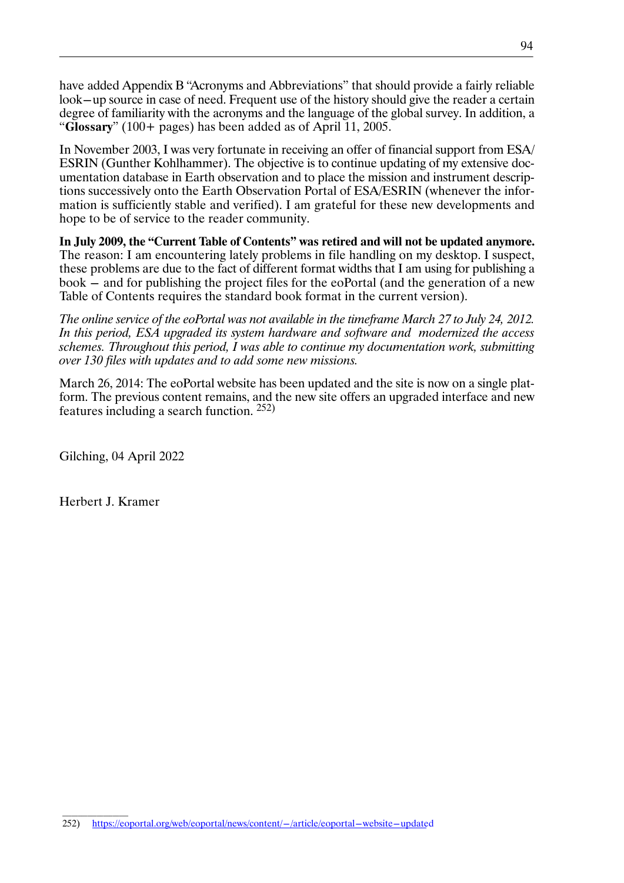have added Appendix B "Acronyms and Abbreviations" that should provide a fairly reliable look–up source in case of need. Frequent use of the history should give the reader a certain degree of familiarity with the acronyms and the language of the global survey. In addition, a "**Glossary**" (100+ pages) has been added as of April 11, 2005.

In November 2003, I was very fortunate in receiving an offer of financial support from ESA/ESRIN (Gunther Kohlhammer). The objective is to continue updating of my extensive documentation database in Earth observation and to place the mission and instrument descriptions successively onto the Earth Observation Portal of ESA/ESRIN (whenever the information is sufficiently stable and verified). I am grateful for these new developments and hope to be of service to the reader community.

**In July 2009, the "Current Table of Contents" was retired and will not be updated anymore.** The reason: I am encountering lately problems in file handling on my desktop. I suspect, these problems are due to the fact of different format widths that I am using for publishing a book – and for publishing the project files for the eoPortal (and the generation of a new Table of Contents requires the standard book format in the current version).

*The online service of the eoPortal was not available in the timeframe March 27 to July 24, 2012. In this period, ESA upgraded its system hardware and software and modernized the access schemes. Throughout this period, I was able to continue my documentation work, submitting over 130 files with updates and to add some new missions.*

March 26, 2014: The eoPortal website has been updated and the site is now on a single platform. The previous content remains, and the new site offers an upgraded interface and new features including a search function. [252]

Gilching, 04 April 2022

Herbert J. Kramer

---

252) https://eoportal.org/web/eoportal/news/content/–/article/eoportal–website–updated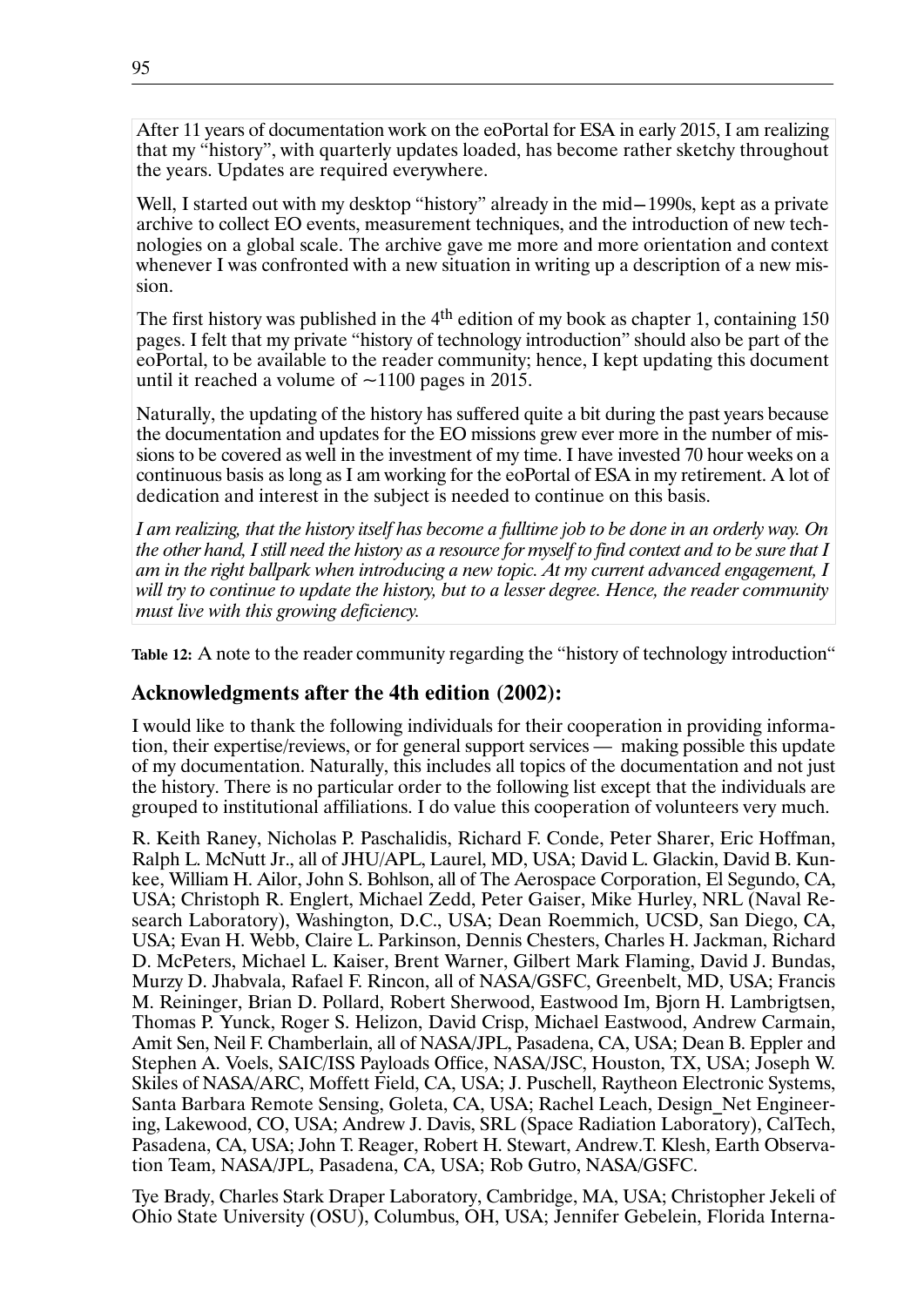After 11 years of documentation work on the eoPortal for ESA in early 2015, I am realizing that my "history", with quarterly updates loaded, has become rather sketchy throughout the years. Updates are required everywhere.

Well, I started out with my desktop "history" already in the mid−1990s, kept as a private archive to collect EO events, measurement techniques, and the introduction of new technologies on a global scale. The archive gave me more and more orientation and context whenever I was confronted with a new situation in writing up a description of a new mission.

The first history was published in the 4th edition of my book as chapter 1, containing 150 pages. I felt that my private "history of technology introduction" should also be part of the eoPortal, to be available to the reader community; hence, I kept updating this document until it reached a volume of ~1100 pages in 2015.

Naturally, the updating of the history has suffered quite a bit during the past years because the documentation and updates for the EO missions grew ever more in the number of missions to be covered as well in the investment of my time. I have invested 70 hour weeks on a continuous basis as long as I am working for the eoPortal of ESA in my retirement. A lot of dedication and interest in the subject is needed to continue on this basis.

*I am realizing, that the history itself has become a fulltime job to be done in an orderly way. On the other hand, I still need the history as a resource for myself to find context and to be sure that I am in the right ballpark when introducing a new topic. At my current advanced engagement, I will try to continue to update the history, but to a lesser degree. Hence, the reader community must live with this growing deficiency.*

**Table 12:** A note to the reader community regarding the "history of technology introduction"

## Acknowledgments after the 4th edition (2002):

I would like to thank the following individuals for their cooperation in providing information, their expertise/reviews, or for general support services — making possible this update of my documentation. Naturally, this includes all topics of the documentation and not just the history. There is no particular order to the following list except that the individuals are grouped to institutional affiliations. I do value this cooperation of volunteers very much.

R. Keith Raney, Nicholas P. Paschalidis, Richard F. Conde, Peter Sharer, Eric Hoffman, Ralph L. McNutt Jr., all of JHU/APL, Laurel, MD, USA; David L. Glackin, David B. Kunkee, William H. Ailor, John S. Bohlson, all of The Aerospace Corporation, El Segundo, CA, USA; Christoph R. Englert, Michael Zedd, Peter Gaiser, Mike Hurley, NRL (Naval Research Laboratory), Washington, D.C., USA; Dean Roemmich, UCSD, San Diego, CA, USA; Evan H. Webb, Claire L. Parkinson, Dennis Chesters, Charles H. Jackman, Richard D. McPeters, Michael L. Kaiser, Brent Warner, Gilbert Mark Flaming, David J. Bundas, Murzy D. Jhabvala, Rafael F. Rincon, all of NASA/GSFC, Greenbelt, MD, USA; Francis M. Reininger, Brian D. Pollard, Robert Sherwood, Eastwood Im, Bjorn H. Lambrigtsen, Thomas P. Yunck, Roger S. Helizon, David Crisp, Michael Eastwood, Andrew Carmain, Amit Sen, Neil F. Chamberlain, all of NASA/JPL, Pasadena, CA, USA; Dean B. Eppler and Stephen A. Voels, SAIC/ISS Payloads Office, NASA/JSC, Houston, TX, USA; Joseph W. Skiles of NASA/ARC, Moffett Field, CA, USA; J. Puschell, Raytheon Electronic Systems, Santa Barbara Remote Sensing, Goleta, CA, USA; Rachel Leach, Design_Net Engineering, Lakewood, CO, USA; Andrew J. Davis, SRL (Space Radiation Laboratory), CalTech, Pasadena, CA, USA; John T. Reager, Robert H. Stewart, Andrew.T. Klesh, Earth Observation Team, NASA/JPL, Pasadena, CA, USA; Rob Gutro, NASA/GSFC.

Tye Brady, Charles Stark Draper Laboratory, Cambridge, MA, USA; Christopher Jekeli of Ohio State University (OSU), Columbus, OH, USA; Jennifer Gebelein, Florida Interna-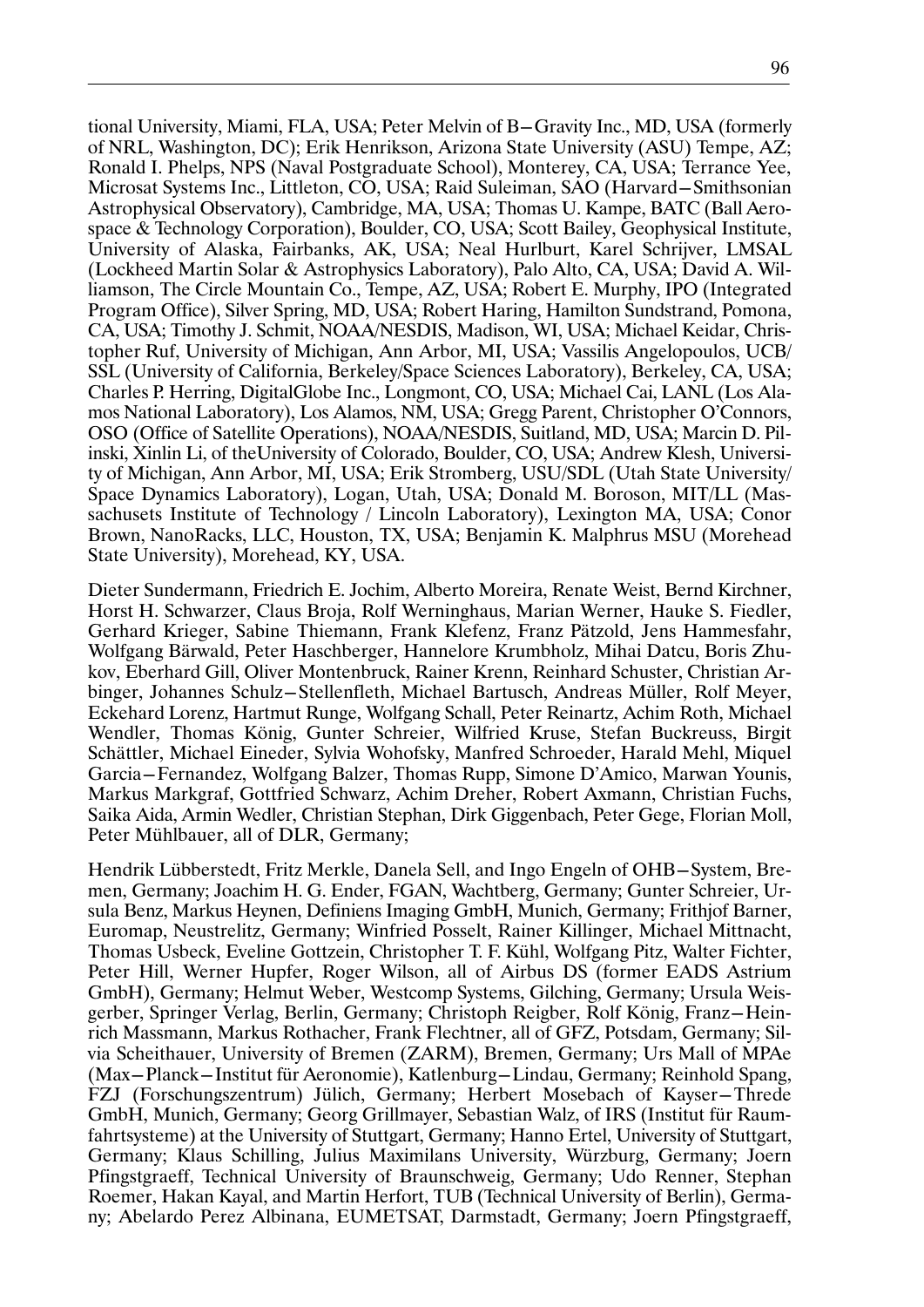tional University, Miami, FLA, USA; Peter Melvin of B–Gravity Inc., MD, USA (formerly of NRL, Washington, DC); Erik Henrikson, Arizona State University (ASU) Tempe, AZ; Ronald I. Phelps, NPS (Naval Postgraduate School), Monterey, CA, USA; Terrance Yee, Microsat Systems Inc., Littleton, CO, USA; Raid Suleiman, SAO (Harvard–Smithsonian Astrophysical Observatory), Cambridge, MA, USA; Thomas U. Kampe, BATC (Ball Aerospace & Technology Corporation), Boulder, CO, USA; Scott Bailey, Geophysical Institute, University of Alaska, Fairbanks, AK, USA; Neal Hurlburt, Karel Schrijver, LMSAL (Lockheed Martin Solar & Astrophysics Laboratory), Palo Alto, CA, USA; David A. Williamson, The Circle Mountain Co., Tempe, AZ, USA; Robert E. Murphy, IPO (Integrated Program Office), Silver Spring, MD, USA; Robert Haring, Hamilton Sundstrand, Pomona, CA, USA; Timothy J. Schmit, NOAA/NESDIS, Madison, WI, USA; Michael Keidar, Christopher Ruf, University of Michigan, Ann Arbor, MI, USA; Vassilis Angelopoulos, UCB/SSL (University of California, Berkeley/Space Sciences Laboratory), Berkeley, CA, USA; Charles P. Herring, DigitalGlobe Inc., Longmont, CO, USA; Michael Cai, LANL (Los Alamos National Laboratory), Los Alamos, NM, USA; Gregg Parent, Christopher O'Connors, OSO (Office of Satellite Operations), NOAA/NESDIS, Suitland, MD, USA; Marcin D. Pilinski, Xinlin Li, of theUniversity of Colorado, Boulder, CO, USA; Andrew Klesh, University of Michigan, Ann Arbor, MI, USA; Erik Stromberg, USU/SDL (Utah State University/ Space Dynamics Laboratory), Logan, Utah, USA; Donald M. Boroson, MIT/LL (Massachusets Institute of Technology / Lincoln Laboratory), Lexington MA, USA; Conor Brown, NanoRacks, LLC, Houston, TX, USA; Benjamin K. Malphrus MSU (Morehead State University), Morehead, KY, USA.

Dieter Sundermann, Friedrich E. Jochim, Alberto Moreira, Renate Weist, Bernd Kirchner, Horst H. Schwarzer, Claus Broja, Rolf Werninghaus, Marian Werner, Hauke S. Fiedler, Gerhard Krieger, Sabine Thiemann, Frank Klefenz, Franz Pätzold, Jens Hammesfahr, Wolfgang Bärwald, Peter Haschberger, Hannelore Krumbholz, Mihai Datcu, Boris Zhukov, Eberhard Gill, Oliver Montenbruck, Rainer Krenn, Reinhard Schuster, Christian Arbinger, Johannes Schulz–Stellenfleth, Michael Bartusch, Andreas Müller, Rolf Meyer, Eckehard Lorenz, Hartmut Runge, Wolfgang Schall, Peter Reinartz, Achim Roth, Michael Wendler, Thomas König, Gunter Schreier, Wilfried Kruse, Stefan Buckreuss, Birgit Schättler, Michael Eineder, Sylvia Wohofsky, Manfred Schroeder, Harald Mehl, Miquel Garcia–Fernandez, Wolfgang Balzer, Thomas Rupp, Simone D'Amico, Marwan Younis, Markus Markgraf, Gottfried Schwarz, Achim Dreher, Robert Axmann, Christian Fuchs, Saika Aida, Armin Wedler, Christian Stephan, Dirk Giggenbach, Peter Gege, Florian Moll, Peter Mühlbauer, all of DLR, Germany;

Hendrik Lübberstedt, Fritz Merkle, Danela Sell, and Ingo Engeln of OHB–System, Bremen, Germany; Joachim H. G. Ender, FGAN, Wachtberg, Germany; Gunter Schreier, Ursula Benz, Markus Heynen, Definiens Imaging GmbH, Munich, Germany; Frithjof Barner, Euromap, Neustrelitz, Germany; Winfried Posselt, Rainer Killinger, Michael Mittnacht, Thomas Usbeck, Eveline Gottzein, Christopher T. F. Kühl, Wolfgang Pitz, Walter Fichter, Peter Hill, Werner Hupfer, Roger Wilson, all of Airbus DS (former EADS Astrium GmbH), Germany; Helmut Weber, Westcomp Systems, Gilching, Germany; Ursula Weisgerber, Springer Verlag, Berlin, Germany; Christoph Reigber, Rolf König, Franz–Heinrich Massmann, Markus Rothacher, Frank Flechtner, all of GFZ, Potsdam, Germany; Silvia Scheithauer, University of Bremen (ZARM), Bremen, Germany; Urs Mall of MPAe (Max–Planck–Institut für Aeronomie), Katlenburg–Lindau, Germany; Reinhold Spang, FZJ (Forschungszentrum) Jülich, Germany; Herbert Mosebach of Kayser–Threde GmbH, Munich, Germany; Georg Grillmayer, Sebastian Walz, of IRS (Institut für Raumfahrtsysteme) at the University of Stuttgart, Germany; Hanno Ertel, University of Stuttgart, Germany; Klaus Schilling, Julius Maximilans University, Würzburg, Germany; Joern Pfingstgraeff, Technical University of Braunschweig, Germany; Udo Renner, Stephan Roemer, Hakan Kayal, and Martin Herfort, TUB (Technical University of Berlin), Germany; Abelardo Perez Albinana, EUMETSAT, Darmstadt, Germany; Joern Pfingstgraeff,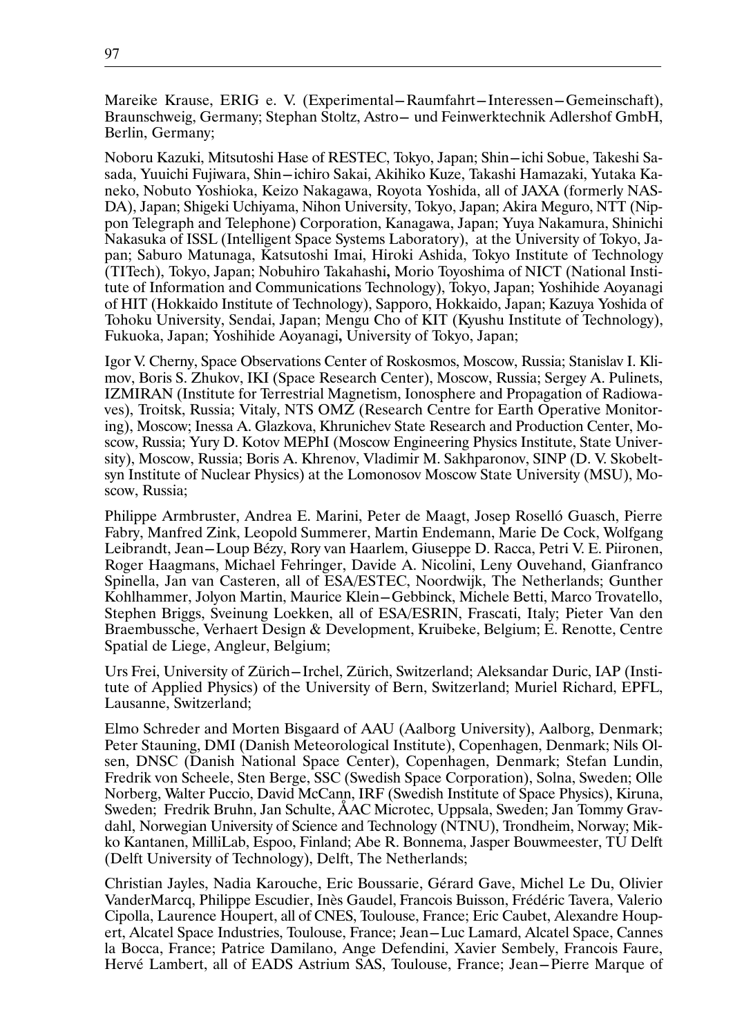Mareike Krause, ERIG e. V. (Experimental–Raumfahrt–Interessen–Gemeinschaft), Braunschweig, Germany; Stephan Stoltz, Astro– und Feinwerktechnik Adlershof GmbH, Berlin, Germany;

Noboru Kazuki, Mitsutoshi Hase of RESTEC, Tokyo, Japan; Shin–ichi Sobue, Takeshi Sasada, Yuuichi Fujiwara, Shin–ichiro Sakai, Akihiko Kuze, Takashi Hamazaki, Yutaka Kaneko, Nobuto Yoshioka, Keizo Nakagawa, Royota Yoshida, all of JAXA (formerly NASDA), Japan; Shigeki Uchiyama, Nihon University, Tokyo, Japan; Akira Meguro, NTT (Nippon Telegraph and Telephone) Corporation, Kanagawa, Japan; Yuya Nakamura, Shinichi Nakasuka of ISSL (Intelligent Space Systems Laboratory), at the University of Tokyo, Japan; Saburo Matunaga, Katsutoshi Imai, Hiroki Ashida, Tokyo Institute of Technology (TITech), Tokyo, Japan; Nobuhiro Takahashi, Morio Toyoshima of NICT (National Institute of Information and Communications Technology), Tokyo, Japan; Yoshihide Aoyanagi of HIT (Hokkaido Institute of Technology), Sapporo, Hokkaido, Japan; Kazuya Yoshida of Tohoku University, Sendai, Japan; Mengu Cho of KIT (Kyushu Institute of Technology), Fukuoka, Japan; Yoshihide Aoyanagi, University of Tokyo, Japan;

Igor V. Cherny, Space Observations Center of Roskosmos, Moscow, Russia; Stanislav I. Klimov, Boris S. Zhukov, IKI (Space Research Center), Moscow, Russia; Sergey A. Pulinets, IZMIRAN (Institute for Terrestrial Magnetism, Ionosphere and Propagation of Radiowaves), Troitsk, Russia; Vitaly, NTS OMZ (Research Centre for Earth Operative Monitoring), Moscow; Inessa A. Glazkova, Khrunichev State Research and Production Center, Moscow, Russia; Yury D. Kotov MEPhI (Moscow Engineering Physics Institute, State University), Moscow, Russia; Boris A. Khrenov, Vladimir M. Sakhparonov, SINP (D. V. Skobeltsyn Institute of Nuclear Physics) at the Lomonosov Moscow State University (MSU), Moscow, Russia;

Philippe Armbruster, Andrea E. Marini, Peter de Maagt, Josep Roselló Guasch, Pierre Fabry, Manfred Zink, Leopold Summerer, Martin Endemann, Marie De Cock, Wolfgang Leibrandt, Jean–Loup Bézy, Rory van Haarlem, Giuseppe D. Racca, Petri V. E. Piironen, Roger Haagmans, Michael Fehringer, Davide A. Nicolini, Leny Ouvehand, Gianfranco Spinella, Jan van Casteren, all of ESA/ESTEC, Noordwijk, The Netherlands; Gunther Kohlhammer, Jolyon Martin, Maurice Klein–Gebbinck, Michele Betti, Marco Trovatello, Stephen Briggs, Sveinung Loekken, all of ESA/ESRIN, Frascati, Italy; Pieter Van den Braembussche, Verhaert Design & Development, Kruibeke, Belgium; E. Renotte, Centre Spatial de Liege, Angleur, Belgium;

Urs Frei, University of Zürich–Irchel, Zürich, Switzerland; Aleksandar Duric, IAP (Institute of Applied Physics) of the University of Bern, Switzerland; Muriel Richard, EPFL, Lausanne, Switzerland;

Elmo Schreder and Morten Bisgaard of AAU (Aalborg University), Aalborg, Denmark; Peter Stauning, DMI (Danish Meteorological Institute), Copenhagen, Denmark; Nils Olsen, DNSC (Danish National Space Center), Copenhagen, Denmark; Stefan Lundin, Fredrik von Scheele, Sten Berge, SSC (Swedish Space Corporation), Solna, Sweden; Olle Norberg, Walter Puccio, David McCann, IRF (Swedish Institute of Space Physics), Kiruna, Sweden; Fredrik Bruhn, Jan Schulte, ÅAC Microtec, Uppsala, Sweden; Jan Tommy Gravdahl, Norwegian University of Science and Technology (NTNU), Trondheim, Norway; Mikko Kantanen, MilliLab, Espoo, Finland; Abe R. Bonnema, Jasper Bouwmeester, TU Delft (Delft University of Technology), Delft, The Netherlands;

Christian Jayles, Nadia Karouche, Eric Boussarie, Gérard Gave, Michel Le Du, Olivier VanderMarcq, Philippe Escudier, Inès Gaudel, Francois Buisson, Frédéric Tavera, Valerio Cipolla, Laurence Houpert, all of CNES, Toulouse, France; Eric Caubet, Alexandre Houpert, Alcatel Space Industries, Toulouse, France; Jean–Luc Lamard, Alcatel Space, Cannes la Bocca, France; Patrice Damilano, Ange Defendini, Xavier Sembely, Francois Faure, Hervé Lambert, all of EADS Astrium SAS, Toulouse, France; Jean–Pierre Marque of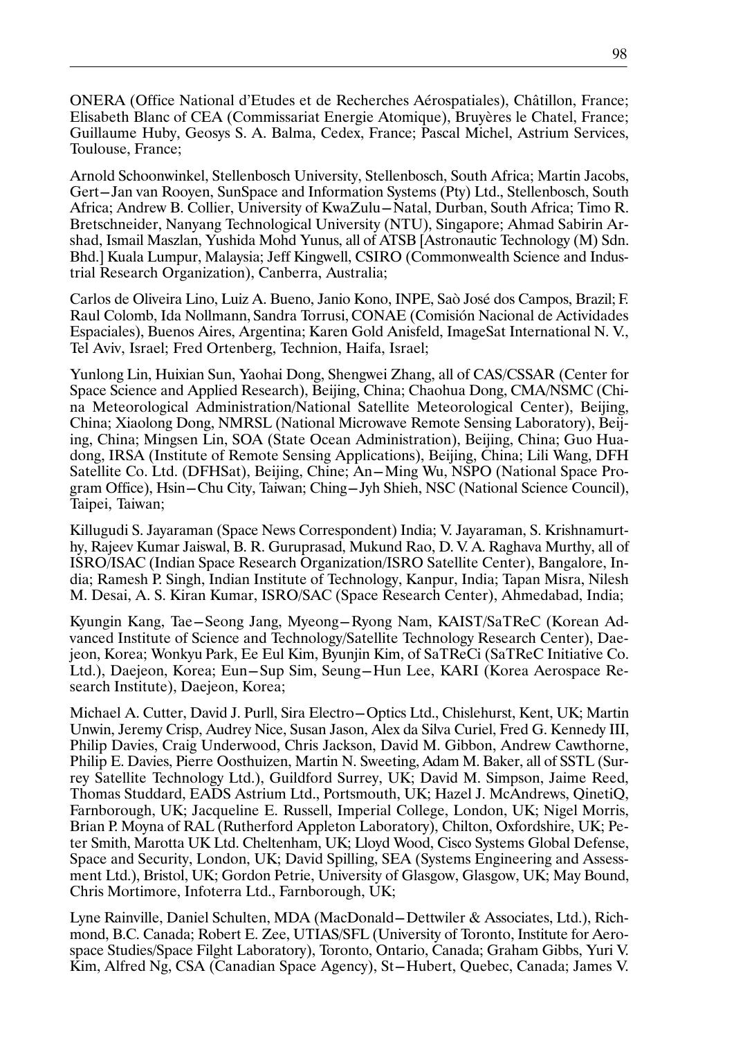ONERA (Office National d'Etudes et de Recherches Aérospatiales), Châtillon, France; Elisabeth Blanc of CEA (Commissariat Energie Atomique), Bruyères le Chatel, France; Guillaume Huby, Geosys S. A. Balma, Cedex, France; Pascal Michel, Astrium Services, Toulouse, France;

Arnold Schoonwinkel, Stellenbosch University, Stellenbosch, South Africa; Martin Jacobs, Gert–Jan van Rooyen, SunSpace and Information Systems (Pty) Ltd., Stellenbosch, South Africa; Andrew B. Collier, University of KwaZulu–Natal, Durban, South Africa; Timo R. Bretschneider, Nanyang Technological University (NTU), Singapore; Ahmad Sabirin Arshad, Ismail Maszlan, Yushida Mohd Yunus, all of ATSB [Astronautic Technology (M) Sdn. Bhd.] Kuala Lumpur, Malaysia; Jeff Kingwell, CSIRO (Commonwealth Science and Industrial Research Organization), Canberra, Australia;

Carlos de Oliveira Lino, Luiz A. Bueno, Janio Kono, INPE, Saò José dos Campos, Brazil; F. Raul Colomb, Ida Nollmann, Sandra Torrusi, CONAE (Comisión Nacional de Actividades Espaciales), Buenos Aires, Argentina; Karen Gold Anisfeld, ImageSat International N. V., Tel Aviv, Israel; Fred Ortenberg, Technion, Haifa, Israel;

Yunlong Lin, Huixian Sun, Yaohai Dong, Shengwei Zhang, all of CAS/CSSAR (Center for Space Science and Applied Research), Beijing, China; Chaohua Dong, CMA/NSMC (China Meteorological Administration/National Satellite Meteorological Center), Beijing, China; Xiaolong Dong, NMRSL (National Microwave Remote Sensing Laboratory), Beijing, China; Mingsen Lin, SOA (State Ocean Administration), Beijing, China; Guo Huadong, IRSA (Institute of Remote Sensing Applications), Beijing, China; Lili Wang, DFH Satellite Co. Ltd. (DFHSat), Beijing, Chine; An–Ming Wu, NSPO (National Space Program Office), Hsin–Chu City, Taiwan; Ching–Jyh Shieh, NSC (National Science Council), Taipei, Taiwan;

Killugudi S. Jayaraman (Space News Correspondent) India; V. Jayaraman, S. Krishnamurthy, Rajeev Kumar Jaiswal, B. R. Guruprasad, Mukund Rao, D. V. A. Raghava Murthy, all of ISRO/ISAC (Indian Space Research Organization/ISRO Satellite Center), Bangalore, India; Ramesh P. Singh, Indian Institute of Technology, Kanpur, India; Tapan Misra, Nilesh M. Desai, A. S. Kiran Kumar, ISRO/SAC (Space Research Center), Ahmedabad, India;

Kyungin Kang, Tae–Seong Jang, Myeong–Ryong Nam, KAIST/SaTReC (Korean Advanced Institute of Science and Technology/Satellite Technology Research Center), Daejeon, Korea; Wonkyu Park, Ee Eul Kim, Byunjin Kim, of SaTReCi (SaTReC Initiative Co. Ltd.), Daejeon, Korea; Eun–Sup Sim, Seung–Hun Lee, KARI (Korea Aerospace Research Institute), Daejeon, Korea;

Michael A. Cutter, David J. Purll, Sira Electro–Optics Ltd., Chislehurst, Kent, UK; Martin Unwin, Jeremy Crisp, Audrey Nice, Susan Jason, Alex da Silva Curiel, Fred G. Kennedy III, Philip Davies, Craig Underwood, Chris Jackson, David M. Gibbon, Andrew Cawthorne, Philip E. Davies, Pierre Oosthuizen, Martin N. Sweeting, Adam M. Baker, all of SSTL (Surrey Satellite Technology Ltd.), Guildford Surrey, UK; David M. Simpson, Jaime Reed, Thomas Studdard, EADS Astrium Ltd., Portsmouth, UK; Hazel J. McAndrews, QinetiQ, Farnborough, UK; Jacqueline E. Russell, Imperial College, London, UK; Nigel Morris, Brian P. Moyna of RAL (Rutherford Appleton Laboratory), Chilton, Oxfordshire, UK; Peter Smith, Marotta UK Ltd. Cheltenham, UK; Lloyd Wood, Cisco Systems Global Defense, Space and Security, London, UK; David Spilling, SEA (Systems Engineering and Assessment Ltd.), Bristol, UK; Gordon Petrie, University of Glasgow, Glasgow, UK; May Bound, Chris Mortimore, Infoterra Ltd., Farnborough, UK;

Lyne Rainville, Daniel Schulten, MDA (MacDonald–Dettwiler & Associates, Ltd.), Richmond, B.C. Canada; Robert E. Zee, UTIAS/SFL (University of Toronto, Institute for Aerospace Studies/Space Filght Laboratory), Toronto, Ontario, Canada; Graham Gibbs, Yuri V. Kim, Alfred Ng, CSA (Canadian Space Agency), St–Hubert, Quebec, Canada; James V.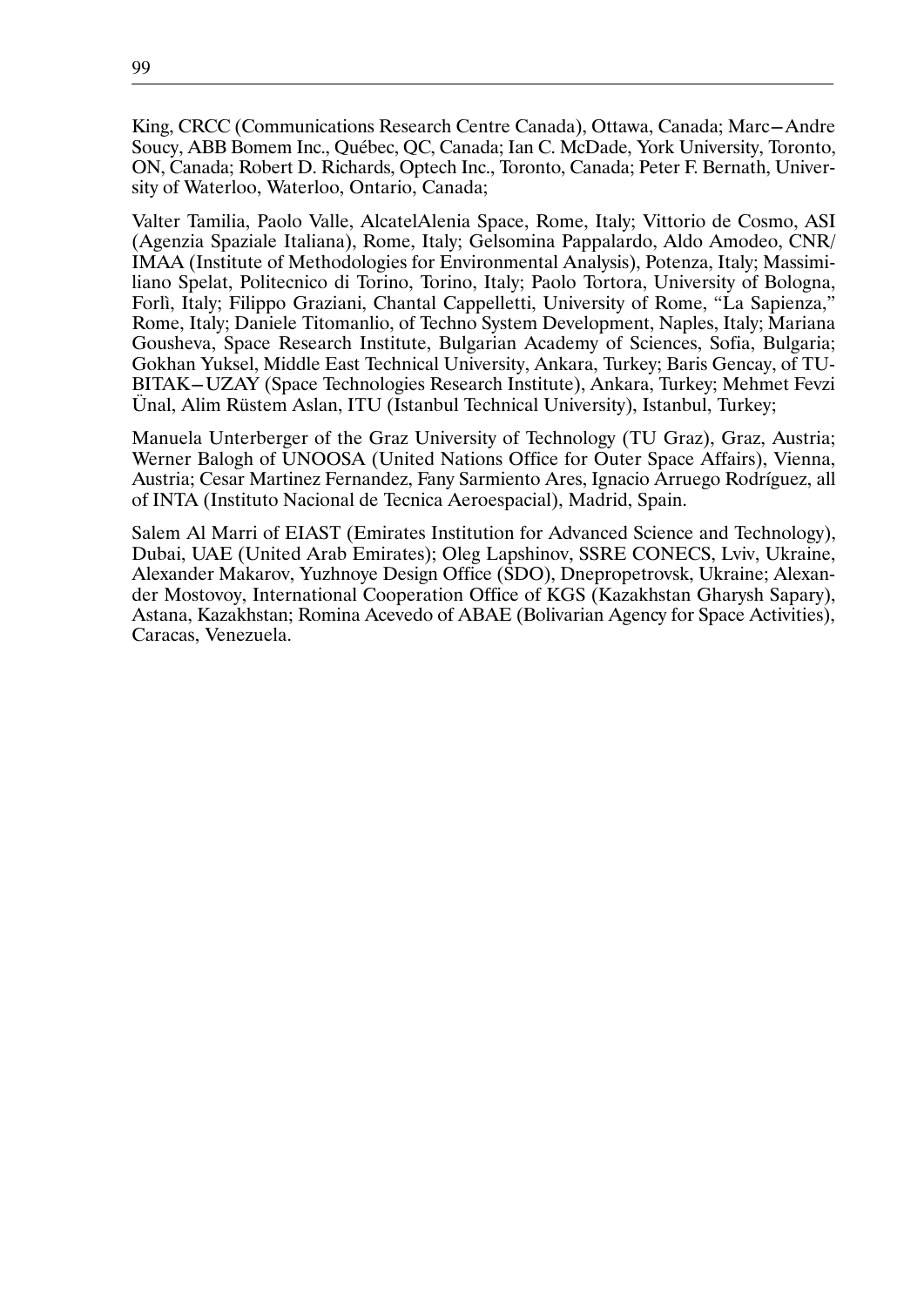King, CRCC (Communications Research Centre Canada), Ottawa, Canada; Marc–Andre Soucy, ABB Bomem Inc., Québec, QC, Canada; Ian C. McDade, York University, Toronto, ON, Canada; Robert D. Richards, Optech Inc., Toronto, Canada; Peter F. Bernath, University of Waterloo, Waterloo, Ontario, Canada;

Valter Tamilia, Paolo Valle, AlcatelAlenia Space, Rome, Italy; Vittorio de Cosmo, ASI (Agenzia Spaziale Italiana), Rome, Italy; Gelsomina Pappalardo, Aldo Amodeo, CNR/IMAA (Institute of Methodologies for Environmental Analysis), Potenza, Italy; Massimiliano Spelat, Politecnico di Torino, Torino, Italy; Paolo Tortora, University of Bologna, Forlì, Italy; Filippo Graziani, Chantal Cappelletti, University of Rome, "La Sapienza," Rome, Italy; Daniele Titomanlio, of Techno System Development, Naples, Italy; Mariana Gousheva, Space Research Institute, Bulgarian Academy of Sciences, Sofia, Bulgaria; Gokhan Yuksel, Middle East Technical University, Ankara, Turkey; Baris Gencay, of TUBITAK–UZAY (Space Technologies Research Institute), Ankara, Turkey; Mehmet Fevzi Ünal, Alim Rüstem Aslan, ITU (Istanbul Technical University), Istanbul, Turkey;

Manuela Unterberger of the Graz University of Technology (TU Graz), Graz, Austria; Werner Balogh of UNOOSA (United Nations Office for Outer Space Affairs), Vienna, Austria; Cesar Martinez Fernandez, Fany Sarmiento Ares, Ignacio Arruego Rodríguez, all of INTA (Instituto Nacional de Tecnica Aeroespacial), Madrid, Spain.

Salem Al Marri of EIAST (Emirates Institution for Advanced Science and Technology), Dubai, UAE (United Arab Emirates); Oleg Lapshinov, SSRE CONECS, Lviv, Ukraine, Alexander Makarov, Yuzhnoye Design Office (SDO), Dnepropetrovsk, Ukraine; Alexander Mostovoy, International Cooperation Office of KGS (Kazakhstan Gharysh Sapary), Astana, Kazakhstan; Romina Acevedo of ABAE (Bolivarian Agency for Space Activities), Caracas, Venezuela.